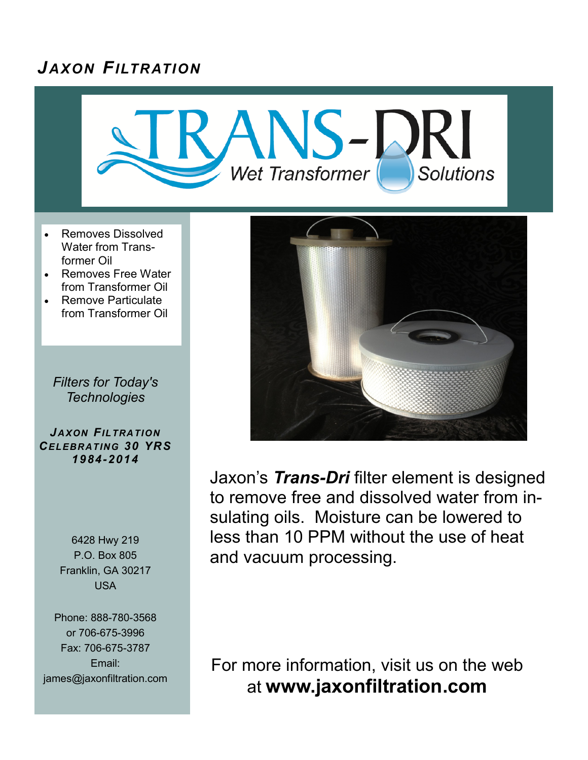***JAXON FILTRATION***

# TRANS-DRI

*Wet Transformer Solutions*

- Removes Dissolved Water from Transformer Oil
- Removes Free Water from Transformer Oil
- Remove Particulate from Transformer Oil

*Filters for Today's Technologies*

***JAXON FILTRATION CELEBRATING 30 YRS 1984-2014***

6428 Hwy 219
P.O. Box 805
Franklin, GA 30217
USA

Phone: 888-780-3568
or 706-675-3996
Fax: 706-675-3787
Email:
james@jaxonfiltration.com

Jaxon's ***Trans-Dri*** filter element is designed to remove free and dissolved water from insulating oils. Moisture can be lowered to less than 10 PPM without the use of heat and vacuum processing.

For more information, visit us on the web at **www.jaxonfiltration.com**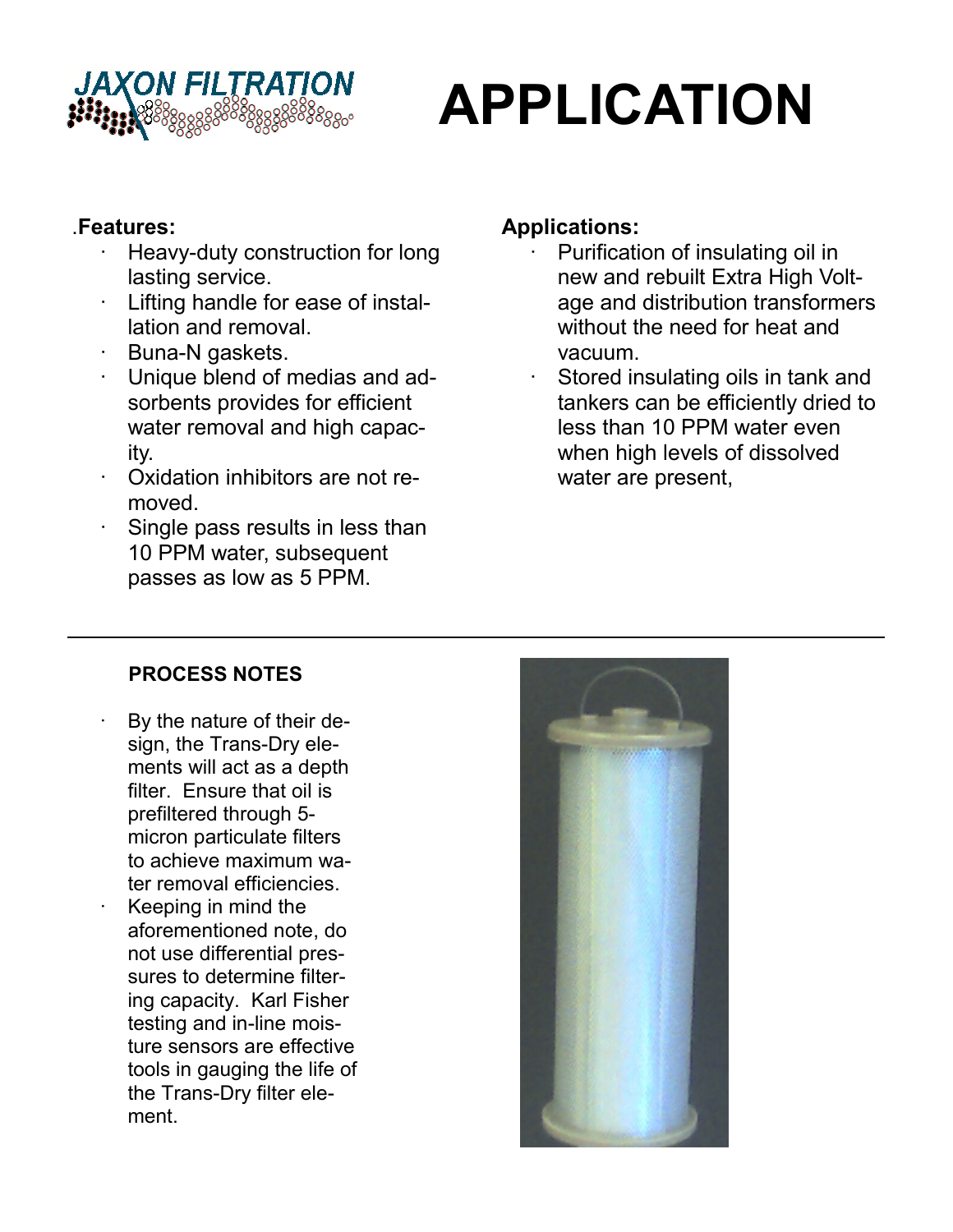JAXON FILTRATION

# APPLICATION

.**Features:**

- Heavy-duty construction for long lasting service.
- Lifting handle for ease of installation and removal.
- Buna-N gaskets.
- Unique blend of medias and adsorbents provides for efficient water removal and high capacity.
- Oxidation inhibitors are not removed.
- Single pass results in less than 10 PPM water, subsequent passes as low as 5 PPM.

**Applications:**

- Purification of insulating oil in new and rebuilt Extra High Voltage and distribution transformers without the need for heat and vacuum.
- Stored insulating oils in tank and tankers can be efficiently dried to less than 10 PPM water even when high levels of dissolved water are present,

---

**PROCESS NOTES**

- By the nature of their design, the Trans-Dry elements will act as a depth filter. Ensure that oil is prefiltered through 5-micron particulate filters to achieve maximum water removal efficiencies.
- Keeping in mind the aforementioned note, do not use differential pressures to determine filtering capacity. Karl Fisher testing and in-line moisture sensors are effective tools in gauging the life of the Trans-Dry filter element.